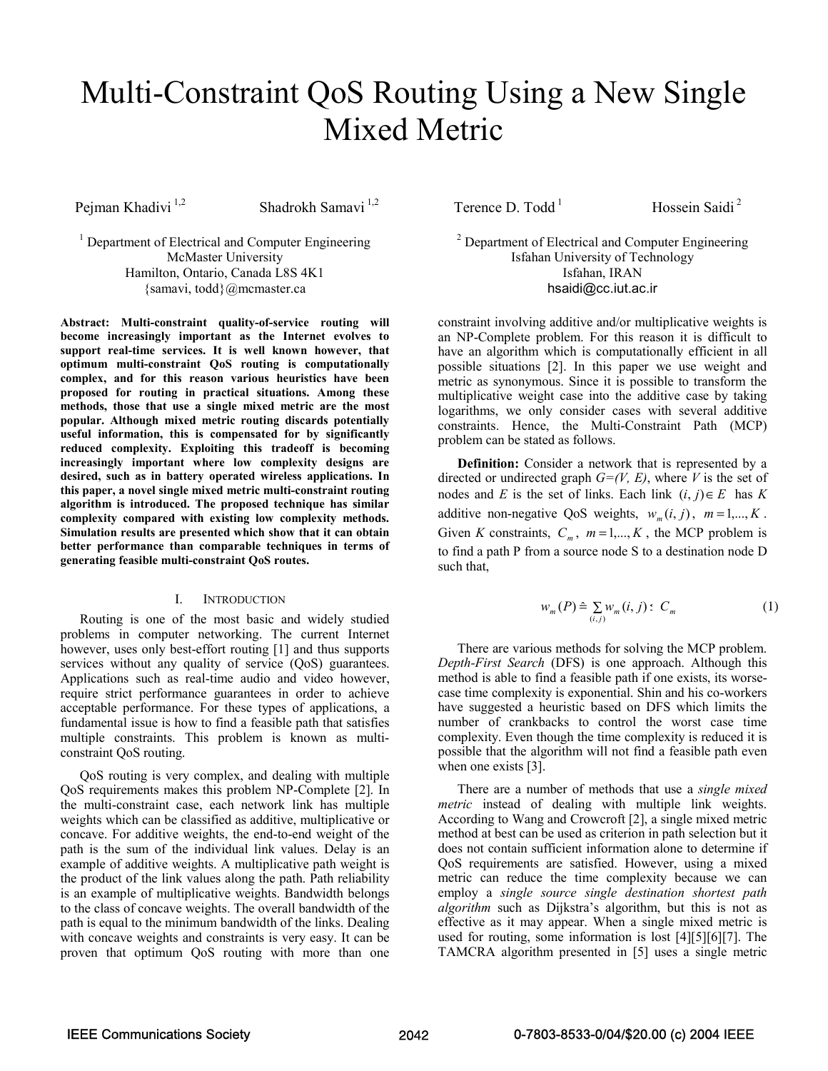# Multi-Constraint QoS Routing Using a New Single Mixed Metric

Pejman Khadivi [1,2] Shadrokh Samavi [1,2] Terence D. Todd [1] Hossein Saidi [2]

[1] Department of Electrical and Computer Engineering
McMaster University
Hamilton, Ontario, Canada L8S 4K1
{samavi, todd}@mcmaster.ca

[2] Department of Electrical and Computer Engineering
Isfahan University of Technology
Isfahan, IRAN
hsaidi@cc.iut.ac.ir

**Abstract: Multi-constraint quality-of-service routing will become increasingly important as the Internet evolves to support real-time services. It is well known however, that optimum multi-constraint QoS routing is computationally complex, and for this reason various heuristics have been proposed for routing in practical situations. Among these methods, those that use a single mixed metric are the most popular. Although mixed metric routing discards potentially useful information, this is compensated for by significantly reduced complexity. Exploiting this tradeoff is becoming increasingly important where low complexity designs are desired, such as in battery operated wireless applications. In this paper, a novel single mixed metric multi-constraint routing algorithm is introduced. The proposed technique has similar complexity compared with existing low complexity methods. Simulation results are presented which show that it can obtain better performance than comparable techniques in terms of generating feasible multi-constraint QoS routes.**

## I. INTRODUCTION

Routing is one of the most basic and widely studied problems in computer networking. The current Internet however, uses only best-effort routing [1] and thus supports services without any quality of service (QoS) guarantees. Applications such as real-time audio and video however, require strict performance guarantees in order to achieve acceptable performance. For these types of applications, a fundamental issue is how to find a feasible path that satisfies multiple constraints. This problem is known as multi-constraint QoS routing.

QoS routing is very complex, and dealing with multiple QoS requirements makes this problem NP-Complete [2]. In the multi-constraint case, each network link has multiple weights which can be classified as additive, multiplicative or concave. For additive weights, the end-to-end weight of the path is the sum of the individual link values. Delay is an example of additive weights. A multiplicative path weight is the product of the link values along the path. Path reliability is an example of multiplicative weights. Bandwidth belongs to the class of concave weights. The overall bandwidth of the path is equal to the minimum bandwidth of the links. Dealing with concave weights and constraints is very easy. It can be proven that optimum QoS routing with more than one constraint involving additive and/or multiplicative weights is an NP-Complete problem. For this reason it is difficult to have an algorithm which is computationally efficient in all possible situations [2]. In this paper we use weight and metric as synonymous. Since it is possible to transform the multiplicative weight case into the additive case by taking logarithms, we only consider cases with several additive constraints. Hence, the Multi-Constraint Path (MCP) problem can be stated as follows.

**Definition:** Consider a network that is represented by a directed or undirected graph *G=(V, E)*, where *V* is the set of nodes and *E* is the set of links. Each link $(i, j) \in E$ has *K* additive non-negative QoS weights, $w_m(i, j)$, $m = 1,...,K$. Given *K* constraints, $C_m$, $m = 1,...,K$, the MCP problem is to find a path P from a source node S to a destination node D such that,

$$w_m(P) \triangleq \sum_{(i,j)} w_m(i,j) \leq C_m \tag{1}$$

There are various methods for solving the MCP problem. *Depth-First Search* (DFS) is one approach. Although this method is able to find a feasible path if one exists, its worse-case time complexity is exponential. Shin and his co-workers have suggested a heuristic based on DFS which limits the number of crankbacks to control the worst case time complexity. Even though the time complexity is reduced it is possible that the algorithm will not find a feasible path even when one exists [3].

There are a number of methods that use a *single mixed metric* instead of dealing with multiple link weights. According to Wang and Crowcroft [2], a single mixed metric method at best can be used as criterion in path selection but it does not contain sufficient information alone to determine if QoS requirements are satisfied. However, using a mixed metric can reduce the time complexity because we can employ a *single source single destination shortest path algorithm* such as Dijkstra's algorithm, but this is not as effective as it may appear. When a single mixed metric is used for routing, some information is lost [4][5][6][7]. The TAMCRA algorithm presented in [5] uses a single metric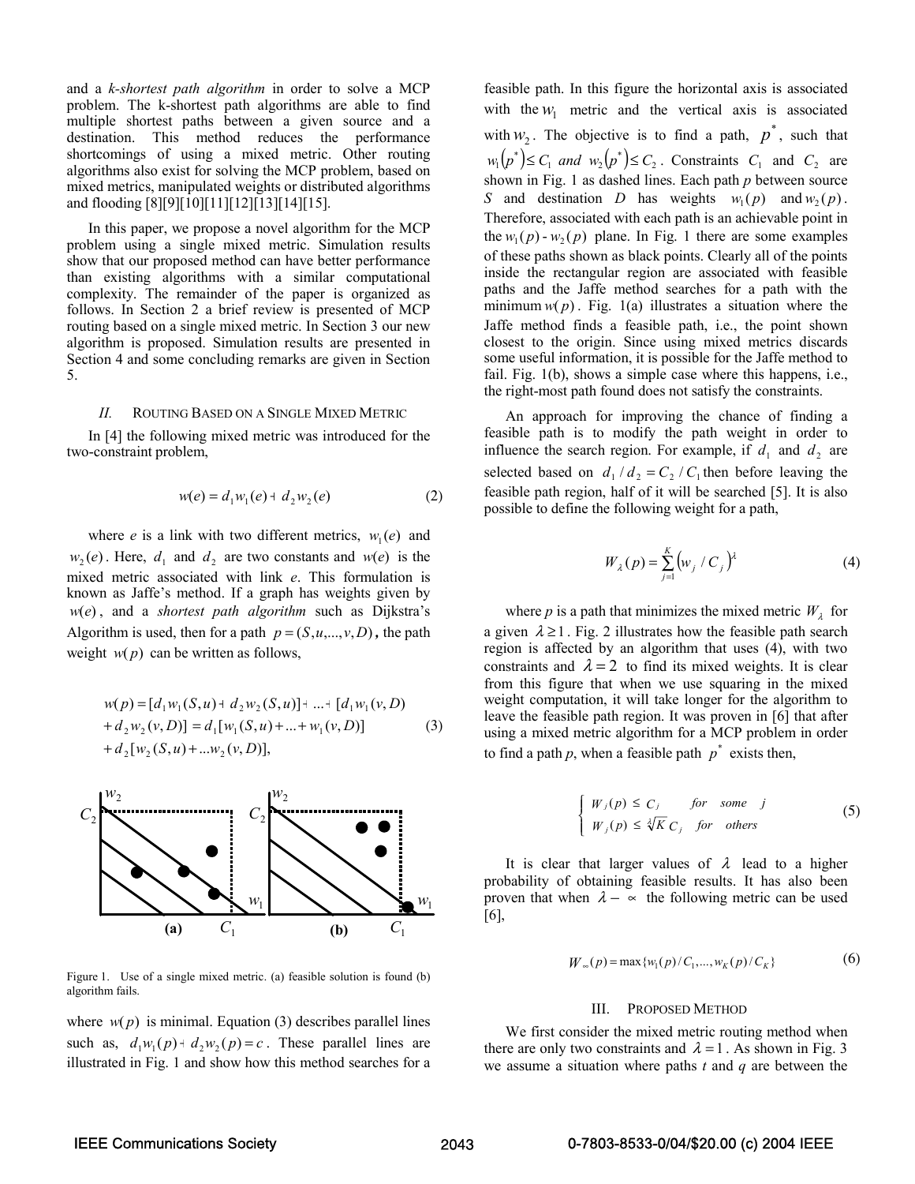and a *k-shortest path algorithm* in order to solve a MCP problem. The k-shortest path algorithms are able to find multiple shortest paths between a given source and a destination. This method reduces the performance shortcomings of using a mixed metric. Other routing algorithms also exist for solving the MCP problem, based on mixed metrics, manipulated weights or distributed algorithms and flooding [8][9][10][11][12][13][14][15].

In this paper, we propose a novel algorithm for the MCP problem using a single mixed metric. Simulation results show that our proposed method can have better performance than existing algorithms with a similar computational complexity. The remainder of the paper is organized as follows. In Section 2 a brief review is presented of MCP routing based on a single mixed metric. In Section 3 our new algorithm is proposed. Simulation results are presented in Section 4 and some concluding remarks are given in Section 5.

## II. ROUTING BASED ON A SINGLE MIXED METRIC

In [4] the following mixed metric was introduced for the two-constraint problem,

$$w(e) = d_1 w_1(e) + d_2 w_2(e) \tag{2}$$

where $e$ is a link with two different metrics, $w_1(e)$ and $w_2(e)$. Here, $d_1$ and $d_2$ are two constants and $w(e)$ is the mixed metric associated with link $e$. This formulation is known as Jaffe's method. If a graph has weights given by $w(e)$, and a *shortest path algorithm* such as Dijkstra's Algorithm is used, then for a path $p = (S, u, ..., v, D)$, the path weight $w(p)$ can be written as follows,

$$\begin{aligned} w(p) &= [d_1 w_1(S,u) + d_2 w_2(S,u)] + \ldots + [d_1 w_1(v,D) \\ &+ d_2 w_2(v,D)] = d_1[w_1(S,u) + \ldots + w_1(v,D)] \\ &+ d_2[w_2(S,u) + \ldots w_2(v,D)], \end{aligned} \tag{3}$$

$w_2$ $C_2$ $w_1$ (a) $C_1$ $w_2$ $C_2$ $w_1$ (b) $C_1$

Figure 1. Use of a single mixed metric. (a) feasible solution is found (b) algorithm fails.

where $w(p)$ is minimal. Equation (3) describes parallel lines such as, $d_1 w_1(p) + d_2 w_2(p) = c$. These parallel lines are illustrated in Fig. 1 and show how this method searches for a feasible path. In this figure the horizontal axis is associated with the $w_1$ metric and the vertical axis is associated with $w_2$. The objective is to find a path, $p^*$, such that $w_1(p^*) \leq C_1$ *and* $w_2(p^*) \leq C_2$. Constraints $C_1$ and $C_2$ are shown in Fig. 1 as dashed lines. Each path $p$ between source $S$ and destination $D$ has weights $w_1(p)$ and $w_2(p)$. Therefore, associated with each path is an achievable point in the $w_1(p)$ - $w_2(p)$ plane. In Fig. 1 there are some examples of these paths shown as black points. Clearly all of the points inside the rectangular region are associated with feasible paths and the Jaffe method searches for a path with the minimum $w(p)$. Fig. 1(a) illustrates a situation where the Jaffe method finds a feasible path, i.e., the point shown closest to the origin. Since using mixed metrics discards some useful information, it is possible for the Jaffe method to fail. Fig. 1(b), shows a simple case where this happens, i.e., the right-most path found does not satisfy the constraints.

An approach for improving the chance of finding a feasible path is to modify the path weight in order to influence the search region. For example, if $d_1$ and $d_2$ are selected based on $d_1 / d_2 = C_2 / C_1$ then before leaving the feasible path region, half of it will be searched [5]. It is also possible to define the following weight for a path,

$$W_\lambda(p) = \sum_{j=1}^{K} \left(w_j / C_j\right)^\lambda \tag{4}$$

where $p$ is a path that minimizes the mixed metric $W_\lambda$ for a given $\lambda \geq 1$. Fig. 2 illustrates how the feasible path search region is affected by an algorithm that uses (4), with two constraints and $\lambda = 2$ to find its mixed weights. It is clear from this figure that when we use squaring in the mixed weight computation, it will take longer for the algorithm to leave the feasible path region. It was proven in [6] that after using a mixed metric algorithm for a MCP problem in order to find a path $p$, when a feasible path $p^*$ exists then,

$$\begin{cases} W_j(p) \leq C_j & \text{for some } j \\ W_j(p) \leq \sqrt[\lambda]{K}\, C_j & \text{for others} \end{cases} \tag{5}$$

It is clear that larger values of $\lambda$ lead to a higher probability of obtaining feasible results. It has also been proven that when $\lambda \to \infty$ the following metric can be used [6],

$$W_\infty(p) = \max\{w_1(p)/C_1, ..., w_K(p)/C_K\} \tag{6}$$

## III. PROPOSED METHOD

We first consider the mixed metric routing method when there are only two constraints and $\lambda = 1$. As shown in Fig. 3 we assume a situation where paths $t$ and $q$ are between the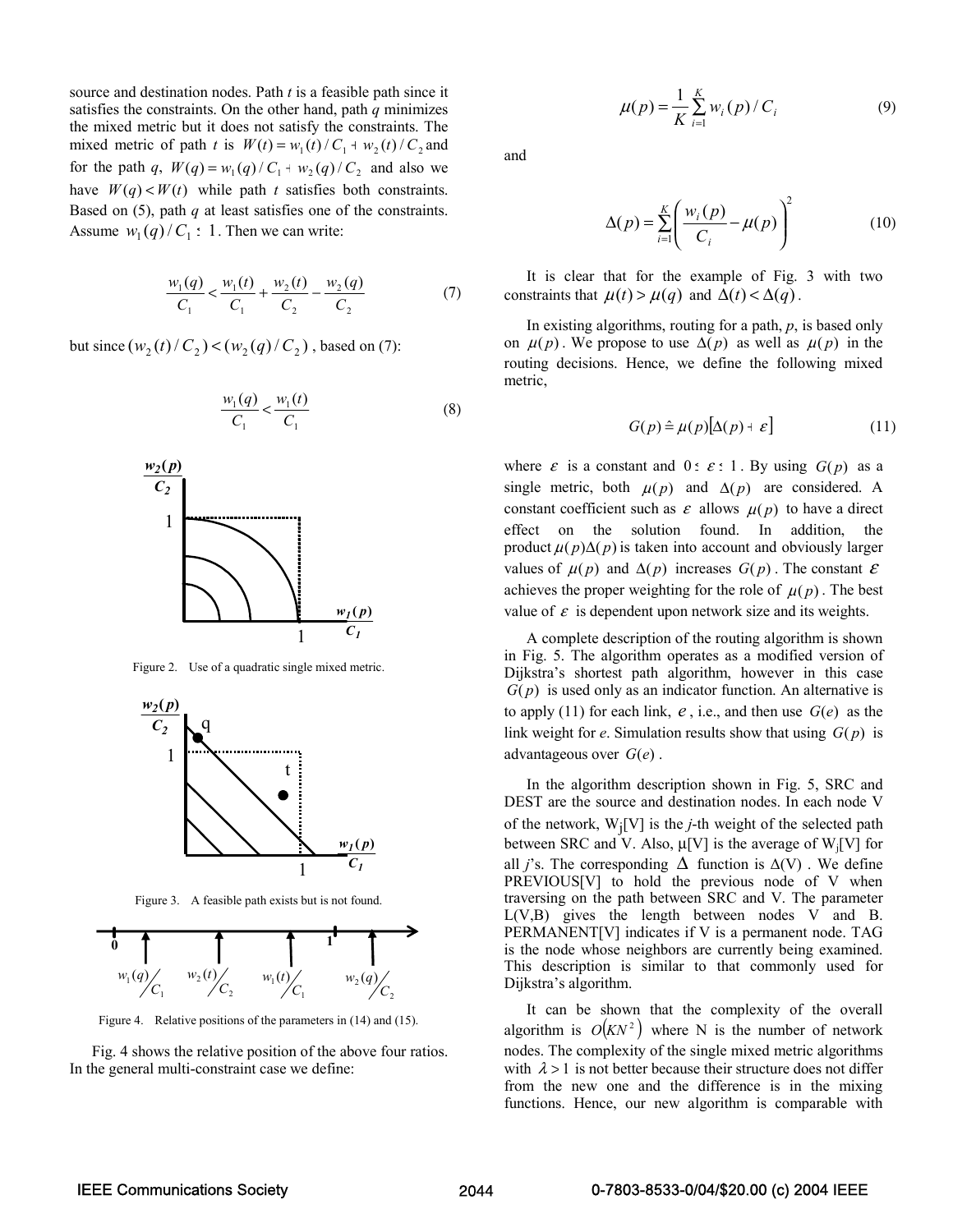source and destination nodes. Path $t$ is a feasible path since it satisfies the constraints. On the other hand, path $q$ minimizes the mixed metric but it does not satisfy the constraints. The mixed metric of path $t$ is $W(t) = w_1(t)/C_1 + w_2(t)/C_2$ and for the path $q$, $W(q) = w_1(q)/C_1 + w_2(q)/C_2$ and also we have $W(q) < W(t)$ while path $t$ satisfies both constraints. Based on (5), path $q$ at least satisfies one of the constraints. Assume $w_1(q)/C_1 \leq 1$. Then we can write:

$$\frac{w_1(q)}{C_1} < \frac{w_1(t)}{C_1} + \frac{w_2(t)}{C_2} - \frac{w_2(q)}{C_2} \tag{7}$$

but since $(w_2(t)/C_2) < (w_2(q)/C_2)$, based on (7):

$$\frac{w_1(q)}{C_1} < \frac{w_1(t)}{C_1} \tag{8}$$

$w_2(p)$ / $C_2$

1

1

$w_1(p)$ / $C_1$

Figure 2. Use of a quadratic single mixed metric.

$w_2(p)$ / $C_2$

q

1

t

1

$w_1(p)$ / $C_1$

Figure 3. A feasible path exists but is not found.

0

1

$w_1(q)/C_1$ $w_2(t)/C_2$ $w_1(t)/C_1$ $w_2(q)/C_2$

Figure 4. Relative positions of the parameters in (14) and (15).

Fig. 4 shows the relative position of the above four ratios. In the general multi-constraint case we define:

$$\mu(p) = \frac{1}{K}\sum_{i=1}^{K} w_i(p)/C_i \tag{9}$$

and

$$\Delta(p) = \sum_{i=1}^{K}\left(\frac{w_i(p)}{C_i} - \mu(p)\right)^2 \tag{10}$$

It is clear that for the example of Fig. 3 with two constraints that $\mu(t) > \mu(q)$ and $\Delta(t) < \Delta(q)$.

In existing algorithms, routing for a path, $p$, is based only on $\mu(p)$. We propose to use $\Delta(p)$ as well as $\mu(p)$ in the routing decisions. Hence, we define the following mixed metric,

$$G(p) \triangleq \mu(p)[\Delta(p) + \varepsilon] \tag{11}$$

where $\varepsilon$ is a constant and $0 \leq \varepsilon \leq 1$. By using $G(p)$ as a single metric, both $\mu(p)$ and $\Delta(p)$ are considered. A constant coefficient such as $\varepsilon$ allows $\mu(p)$ to have a direct effect on the solution found. In addition, the product $\mu(p)\Delta(p)$ is taken into account and obviously larger values of $\mu(p)$ and $\Delta(p)$ increases $G(p)$. The constant $\varepsilon$ achieves the proper weighting for the role of $\mu(p)$. The best value of $\varepsilon$ is dependent upon network size and its weights.

A complete description of the routing algorithm is shown in Fig. 5. The algorithm operates as a modified version of Dijkstra's shortest path algorithm, however in this case $G(p)$ is used only as an indicator function. An alternative is to apply (11) for each link, $e$, i.e., and then use $G(e)$ as the link weight for $e$. Simulation results show that using $G(p)$ is advantageous over $G(e)$.

In the algorithm description shown in Fig. 5, SRC and DEST are the source and destination nodes. In each node V of the network, $W_j[V]$ is the $j$-th weight of the selected path between SRC and V. Also, $\mu[V]$ is the average of $W_j[V]$ for all $j$'s. The corresponding $\Delta$ function is $\Delta(V)$. We define PREVIOUS[V] to hold the previous node of V when traversing on the path between SRC and V. The parameter L(V,B) gives the length between nodes V and B. PERMANENT[V] indicates if V is a permanent node. TAG is the node whose neighbors are currently being examined. This description is similar to that commonly used for Dijkstra's algorithm.

It can be shown that the complexity of the overall algorithm is $O(KN^2)$ where N is the number of network nodes. The complexity of the single mixed metric algorithms with $\lambda > 1$ is not better because their structure does not differ from the new one and the difference is in the mixing functions. Hence, our new algorithm is comparable with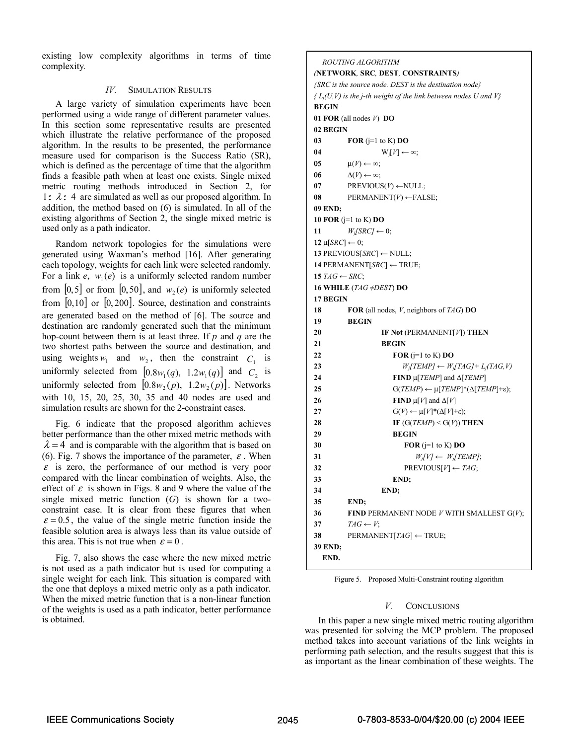existing low complexity algorithms in terms of time complexity.

### IV. Simulation Results

A large variety of simulation experiments have been performed using a wide range of different parameter values. In this section some representative results are presented which illustrate the relative performance of the proposed algorithm. In the results to be presented, the performance measure used for comparison is the Success Ratio (SR), which is defined as the percentage of time that the algorithm finds a feasible path when at least one exists. Single mixed metric routing methods introduced in Section 2, for $1 \le \lambda \le 4$ are simulated as well as our proposed algorithm. In addition, the method based on (6) is simulated. In all of the existing algorithms of Section 2, the single mixed metric is used only as a path indicator.

Random network topologies for the simulations were generated using Waxman's method [16]. After generating each topology, weights for each link were selected randomly. For a link $e$, $w_1(e)$ is a uniformly selected random number from $[0,5]$ or from $[0,50]$, and $w_2(e)$ is uniformly selected from $[0,10]$ or $[0,200]$. Source, destination and constraints are generated based on the method of [6]. The source and destination are randomly generated such that the minimum hop-count between them is at least three. If $p$ and $q$ are the two shortest paths between the source and destination, and using weights $w_1$ and $w_2$, then the constraint $C_1$ is uniformly selected from $[0.8w_1(q),\ 1.2w_1(q)]$ and $C_2$ is uniformly selected from $[0.8w_2(p),\ 1.2w_2(p)]$. Networks with 10, 15, 20, 25, 30, 35 and 40 nodes are used and simulation results are shown for the 2-constraint cases.

Fig. 6 indicate that the proposed algorithm achieves better performance than the other mixed metric methods with $\lambda = 4$ and is comparable with the algorithm that is based on (6). Fig. 7 shows the importance of the parameter, $\varepsilon$. When $\varepsilon$ is zero, the performance of our method is very poor compared with the linear combination of weights. Also, the effect of $\varepsilon$ is shown in Figs. 8 and 9 where the value of the single mixed metric function ($G$) is shown for a two-constraint case. It is clear from these figures that when $\varepsilon = 0.5$, the value of the single metric function inside the feasible solution area is always less than its value outside of this area. This is not true when $\varepsilon = 0$.

Fig. 7, also shows the case where the new mixed metric is not used as a path indicator but is used for computing a single weight for each link. This situation is compared with the one that deploys a mixed metric only as a path indicator. When the mixed metric function that is a non-linear function of the weights is used as a path indicator, better performance is obtained.

```
ROUTING ALGORITHM
(NETWORK, SRC, DEST, CONSTRAINTS)
{SRC is the source node. DEST is the destination node}
{ Lj(U,V) is the j-th weight of the link between nodes U and V}
BEGIN
01 FOR (all nodes V) DO
02 BEGIN
03     FOR (j=1 to K) DO
04         Wj[V] ← ∞;
05     μ(V) ← ∞;
06     Δ(V) ← ∞;
07     PREVIOUS(V) ←NULL;
08     PERMANENT(V) ←FALSE;
09 END;
10 FOR (j=1 to K) DO
11     Wj[SRC] ← 0;
12 μ[SRC] ← 0;
13 PREVIOUS[SRC] ← NULL;
14 PERMANENT[SRC] ← TRUE;
15 TAG ← SRC;
16 WHILE (TAG ≠DEST) DO
17 BEGIN
18     FOR (all nodes, V, neighbors of TAG) DO
19     BEGIN
20         IF Not (PERMANENT[V]) THEN
21         BEGIN
22             FOR (j=1 to K) DO
23                 Wj[TEMP] ← Wj[TAG]+ Lj(TAG,V)
24             FIND μ[TEMP] and Δ[TEMP]
25             G(TEMP) ← μ[TEMP]*(Δ[TEMP]+ε);
26             FIND μ[V] and Δ[V]
27             G(V) ← μ[V]*(Δ[V]+ε);
28             IF (G(TEMP) < G(V)) THEN
29             BEGIN
30                 FOR (j=1 to K) DO
31                     Wj[V] ← Wj[TEMP];
32                 PREVIOUS[V] ← TAG;
33             END;
34         END;
35     END;
36     FIND PERMANENT NODE V WITH SMALLEST G(V);
37     TAG ← V;
38     PERMANENT[TAG] ← TRUE;
39 END;
END.
```

Figure 5. Proposed Multi-Constraint routing algorithm

### V. Conclusions

In this paper a new single mixed metric routing algorithm was presented for solving the MCP problem. The proposed method takes into account variations of the link weights in performing path selection, and the results suggest that this is as important as the linear combination of these weights. The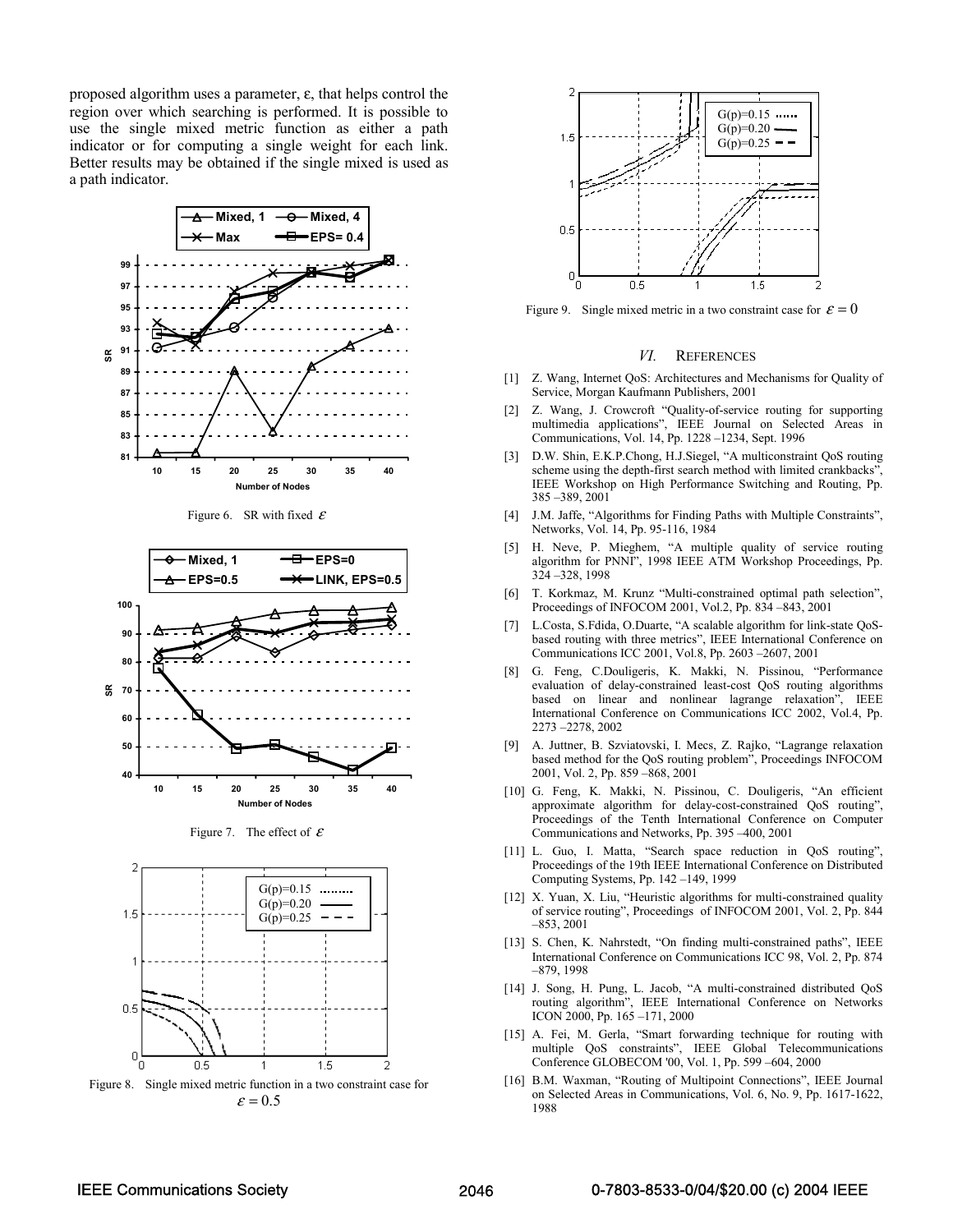proposed algorithm uses a parameter, ε, that helps control the region over which searching is performed. It is possible to use the single mixed metric function as either a path indicator or for computing a single weight for each link. Better results may be obtained if the single mixed is used as a path indicator.

Mixed, 1
Mixed, 4
Max
EPS= 0.4

SR

99
97
95
93
91
89
87
85
83
81

10 15 20 25 30 35 40

Number of Nodes

Figure 6. SR with fixed $\varepsilon$

Mixed, 1
EPS=0
EPS=0.5
LINK, EPS=0.5

SR

100
90
80
70
60
50
40

10 15 20 25 30 35 40

Number of Nodes

Figure 7. The effect of $\varepsilon$

G(p)=0.15
G(p)=0.20
G(p)=0.25

0 0.5 1 1.5 2

Figure 8. Single mixed metric function in a two constraint case for $\varepsilon = 0.5$

G(p)=0.15
G(p)=0.20
G(p)=0.25

0 0.5 1 1.5 2

Figure 9. Single mixed metric in a two constraint case for $\varepsilon = 0$

## VI. REFERENCES

[1] Z. Wang, Internet QoS: Architectures and Mechanisms for Quality of Service, Morgan Kaufmann Publishers, 2001

[2] Z. Wang, J. Crowcroft "Quality-of-service routing for supporting multimedia applications", IEEE Journal on Selected Areas in Communications, Vol. 14, Pp. 1228 –1234, Sept. 1996

[3] D.W. Shin, E.K.P.Chong, H.J.Siegel, "A multiconstraint QoS routing scheme using the depth-first search method with limited crankbacks", IEEE Workshop on High Performance Switching and Routing, Pp. 385 –389, 2001

[4] J.M. Jaffe, "Algorithms for Finding Paths with Multiple Constraints", Networks, Vol. 14, Pp. 95-116, 1984

[5] H. Neve, P. Mieghem, "A multiple quality of service routing algorithm for PNNI", 1998 IEEE ATM Workshop Proceedings, Pp. 324 –328, 1998

[6] T. Korkmaz, M. Krunz "Multi-constrained optimal path selection", Proceedings of INFOCOM 2001, Vol.2, Pp. 834 –843, 2001

[7] L.Costa, S.Fdida, O.Duarte, "A scalable algorithm for link-state QoS-based routing with three metrics", IEEE International Conference on Communications ICC 2001, Vol.8, Pp. 2603 –2607, 2001

[8] G. Feng, C.Douligeris, K. Makki, N. Pissinou, "Performance evaluation of delay-constrained least-cost QoS routing algorithms based on linear and nonlinear lagrange relaxation", IEEE International Conference on Communications ICC 2002, Vol.4, Pp. 2273 –2278, 2002

[9] A. Juttner, B. Szviatovski, I. Mecs, Z. Rajko, "Lagrange relaxation based method for the QoS routing problem", Proceedings INFOCOM 2001, Vol. 2, Pp. 859 –868, 2001

[10] G. Feng, K. Makki, N. Pissinou, C. Douligeris, "An efficient approximate algorithm for delay-cost-constrained QoS routing", Proceedings of the Tenth International Conference on Computer Communications and Networks, Pp. 395 –400, 2001

[11] L. Guo, I. Matta, "Search space reduction in QoS routing", Proceedings of the 19th IEEE International Conference on Distributed Computing Systems, Pp. 142 –149, 1999

[12] X. Yuan, X. Liu, "Heuristic algorithms for multi-constrained quality of service routing", Proceedings of INFOCOM 2001, Vol. 2, Pp. 844 –853, 2001

[13] S. Chen, K. Nahrstedt, "On finding multi-constrained paths", IEEE International Conference on Communications ICC 98, Vol. 2, Pp. 874 –879, 1998

[14] J. Song, H. Pung, L. Jacob, "A multi-constrained distributed QoS routing algorithm", IEEE International Conference on Networks ICON 2000, Pp. 165 –171, 2000

[15] A. Fei, M. Gerla, "Smart forwarding technique for routing with multiple QoS constraints", IEEE Global Telecommunications Conference GLOBECOM '00, Vol. 1, Pp. 599 –604, 2000

[16] B.M. Waxman, "Routing of Multipoint Connections", IEEE Journal on Selected Areas in Communications, Vol. 6, No. 9, Pp. 1617-1622, 1988